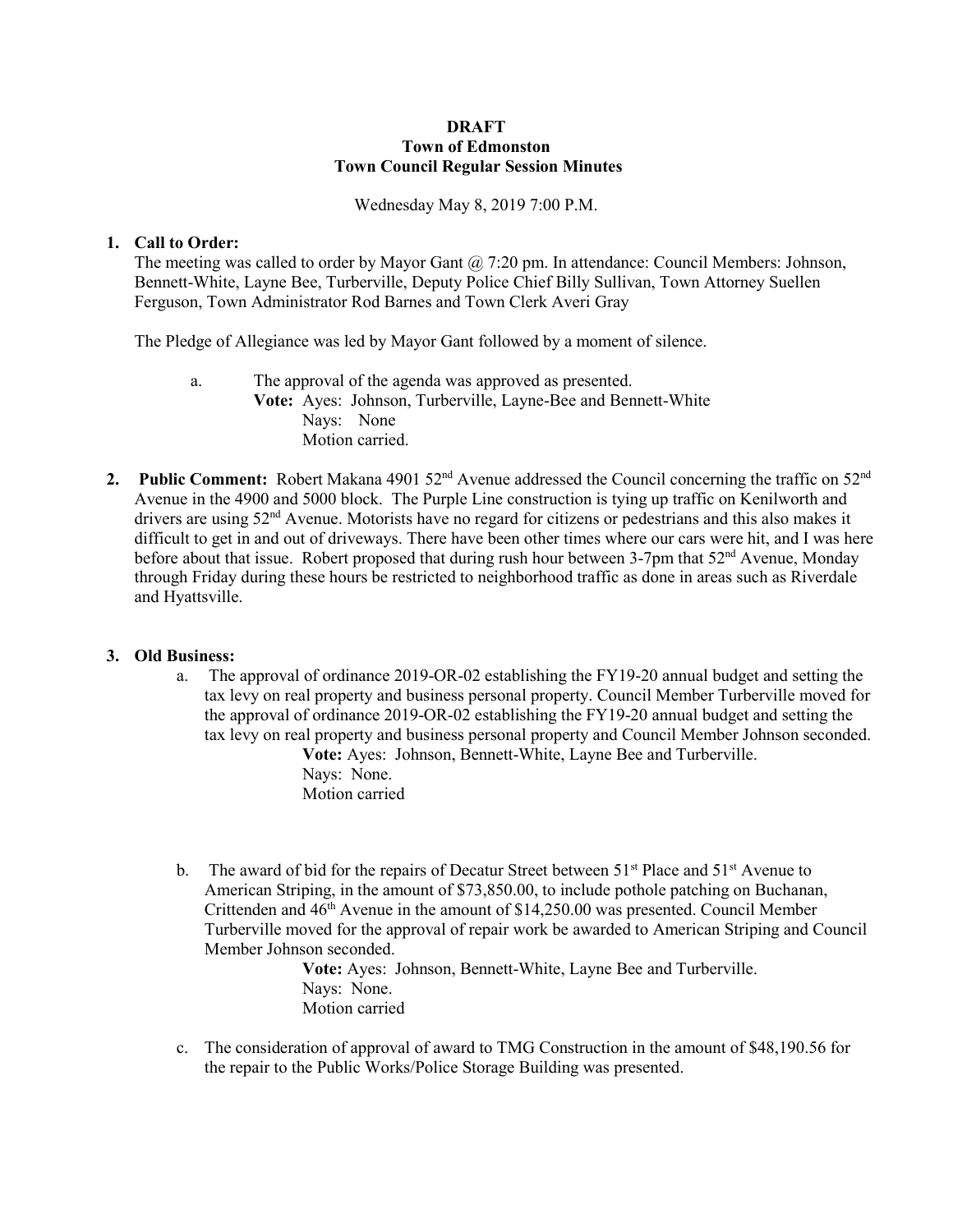**DRAFT**
**Town of Edmonston**
**Town Council Regular Session Minutes**

Wednesday May 8, 2019 7:00 P.M.

1. **Call to Order:**
The meeting was called to order by Mayor Gant @ 7:20 pm. In attendance: Council Members: Johnson, Bennett-White, Layne Bee, Turberville, Deputy Police Chief Billy Sullivan, Town Attorney Suellen Ferguson, Town Administrator Rod Barnes and Town Clerk Averi Gray

   The Pledge of Allegiance was led by Mayor Gant followed by a moment of silence.

   a. The approval of the agenda was approved as presented.
      **Vote:** Ayes: Johnson, Turberville, Layne-Bee and Bennett-White
      Nays: None
      Motion carried.

2. **Public Comment:** Robert Makana 4901 52nd Avenue addressed the Council concerning the traffic on 52nd Avenue in the 4900 and 5000 block. The Purple Line construction is tying up traffic on Kenilworth and drivers are using 52nd Avenue. Motorists have no regard for citizens or pedestrians and this also makes it difficult to get in and out of driveways. There have been other times where our cars were hit, and I was here before about that issue. Robert proposed that during rush hour between 3-7pm that 52nd Avenue, Monday through Friday during these hours be restricted to neighborhood traffic as done in areas such as Riverdale and Hyattsville.

3. **Old Business:**
   a. The approval of ordinance 2019-OR-02 establishing the FY19-20 annual budget and setting the tax levy on real property and business personal property. Council Member Turberville moved for the approval of ordinance 2019-OR-02 establishing the FY19-20 annual budget and setting the tax levy on real property and business personal property and Council Member Johnson seconded.
      **Vote:** Ayes: Johnson, Bennett-White, Layne Bee and Turberville.
      Nays: None.
      Motion carried

   b. The award of bid for the repairs of Decatur Street between 51st Place and 51st Avenue to American Striping, in the amount of $73,850.00, to include pothole patching on Buchanan, Crittenden and 46th Avenue in the amount of $14,250.00 was presented. Council Member Turberville moved for the approval of repair work be awarded to American Striping and Council Member Johnson seconded.
      **Vote:** Ayes: Johnson, Bennett-White, Layne Bee and Turberville.
      Nays: None.
      Motion carried

   c. The consideration of approval of award to TMG Construction in the amount of $48,190.56 for the repair to the Public Works/Police Storage Building was presented.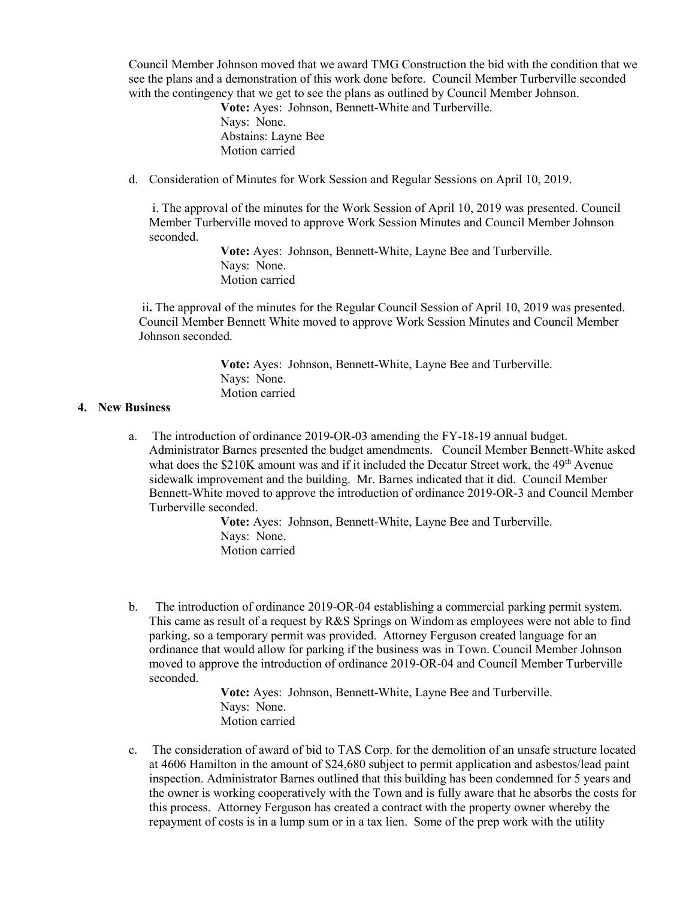Council Member Johnson moved that we award TMG Construction the bid with the condition that we see the plans and a demonstration of this work done before. Council Member Turberville seconded with the contingency that we get to see the plans as outlined by Council Member Johnson.

> **Vote:** Ayes: Johnson, Bennett-White and Turberville.
> Nays: None.
> Abstains: Layne Bee
> Motion carried

d. Consideration of Minutes for Work Session and Regular Sessions on April 10, 2019.

i. The approval of the minutes for the Work Session of April 10, 2019 was presented. Council Member Turberville moved to approve Work Session Minutes and Council Member Johnson seconded.

> **Vote:** Ayes: Johnson, Bennett-White, Layne Bee and Turberville.
> Nays: None.
> Motion carried

ii**.** The approval of the minutes for the Regular Council Session of April 10, 2019 was presented. Council Member Bennett White moved to approve Work Session Minutes and Council Member Johnson seconded.

> **Vote:** Ayes: Johnson, Bennett-White, Layne Bee and Turberville.
> Nays: None.
> Motion carried

**4. New Business**

a. The introduction of ordinance 2019-OR-03 amending the FY-18-19 annual budget. Administrator Barnes presented the budget amendments. Council Member Bennett-White asked what does the $210K amount was and if it included the Decatur Street work, the 49th Avenue sidewalk improvement and the building. Mr. Barnes indicated that it did. Council Member Bennett-White moved to approve the introduction of ordinance 2019-OR-3 and Council Member Turberville seconded.

> **Vote:** Ayes: Johnson, Bennett-White, Layne Bee and Turberville.
> Nays: None.
> Motion carried

b. The introduction of ordinance 2019-OR-04 establishing a commercial parking permit system. This came as result of a request by R&S Springs on Windom as employees were not able to find parking, so a temporary permit was provided. Attorney Ferguson created language for an ordinance that would allow for parking if the business was in Town. Council Member Johnson moved to approve the introduction of ordinance 2019-OR-04 and Council Member Turberville seconded.

> **Vote:** Ayes: Johnson, Bennett-White, Layne Bee and Turberville.
> Nays: None.
> Motion carried

c. The consideration of award of bid to TAS Corp. for the demolition of an unsafe structure located at 4606 Hamilton in the amount of $24,680 subject to permit application and asbestos/lead paint inspection. Administrator Barnes outlined that this building has been condemned for 5 years and the owner is working cooperatively with the Town and is fully aware that he absorbs the costs for this process. Attorney Ferguson has created a contract with the property owner whereby the repayment of costs is in a lump sum or in a tax lien. Some of the prep work with the utility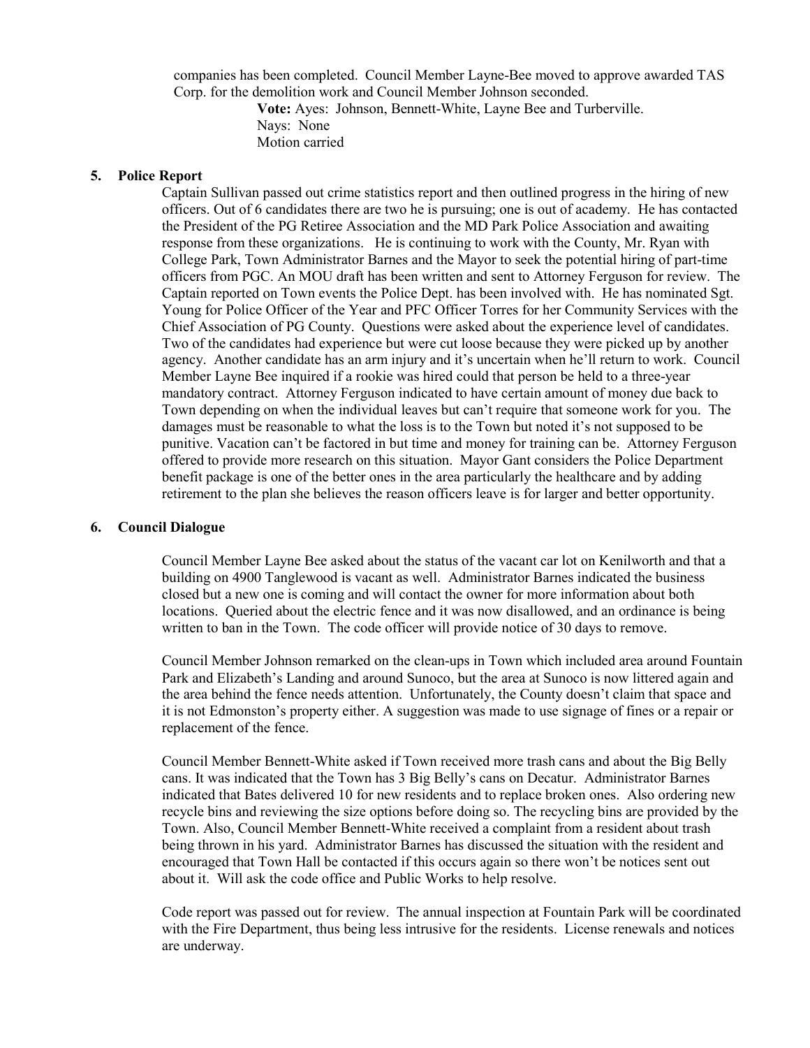companies has been completed. Council Member Layne-Bee moved to approve awarded TAS Corp. for the demolition work and Council Member Johnson seconded.

**Vote:** Ayes: Johnson, Bennett-White, Layne Bee and Turberville.
Nays: None
Motion carried

**5. Police Report**

Captain Sullivan passed out crime statistics report and then outlined progress in the hiring of new officers. Out of 6 candidates there are two he is pursuing; one is out of academy. He has contacted the President of the PG Retiree Association and the MD Park Police Association and awaiting response from these organizations. He is continuing to work with the County, Mr. Ryan with College Park, Town Administrator Barnes and the Mayor to seek the potential hiring of part-time officers from PGC. An MOU draft has been written and sent to Attorney Ferguson for review. The Captain reported on Town events the Police Dept. has been involved with. He has nominated Sgt. Young for Police Officer of the Year and PFC Officer Torres for her Community Services with the Chief Association of PG County. Questions were asked about the experience level of candidates. Two of the candidates had experience but were cut loose because they were picked up by another agency. Another candidate has an arm injury and it's uncertain when he'll return to work. Council Member Layne Bee inquired if a rookie was hired could that person be held to a three-year mandatory contract. Attorney Ferguson indicated to have certain amount of money due back to Town depending on when the individual leaves but can't require that someone work for you. The damages must be reasonable to what the loss is to the Town but noted it's not supposed to be punitive. Vacation can't be factored in but time and money for training can be. Attorney Ferguson offered to provide more research on this situation. Mayor Gant considers the Police Department benefit package is one of the better ones in the area particularly the healthcare and by adding retirement to the plan she believes the reason officers leave is for larger and better opportunity.

**6. Council Dialogue**

Council Member Layne Bee asked about the status of the vacant car lot on Kenilworth and that a building on 4900 Tanglewood is vacant as well. Administrator Barnes indicated the business closed but a new one is coming and will contact the owner for more information about both locations. Queried about the electric fence and it was now disallowed, and an ordinance is being written to ban in the Town. The code officer will provide notice of 30 days to remove.

Council Member Johnson remarked on the clean-ups in Town which included area around Fountain Park and Elizabeth's Landing and around Sunoco, but the area at Sunoco is now littered again and the area behind the fence needs attention. Unfortunately, the County doesn't claim that space and it is not Edmonston's property either. A suggestion was made to use signage of fines or a repair or replacement of the fence.

Council Member Bennett-White asked if Town received more trash cans and about the Big Belly cans. It was indicated that the Town has 3 Big Belly's cans on Decatur. Administrator Barnes indicated that Bates delivered 10 for new residents and to replace broken ones. Also ordering new recycle bins and reviewing the size options before doing so. The recycling bins are provided by the Town. Also, Council Member Bennett-White received a complaint from a resident about trash being thrown in his yard. Administrator Barnes has discussed the situation with the resident and encouraged that Town Hall be contacted if this occurs again so there won't be notices sent out about it. Will ask the code office and Public Works to help resolve.

Code report was passed out for review. The annual inspection at Fountain Park will be coordinated with the Fire Department, thus being less intrusive for the residents. License renewals and notices are underway.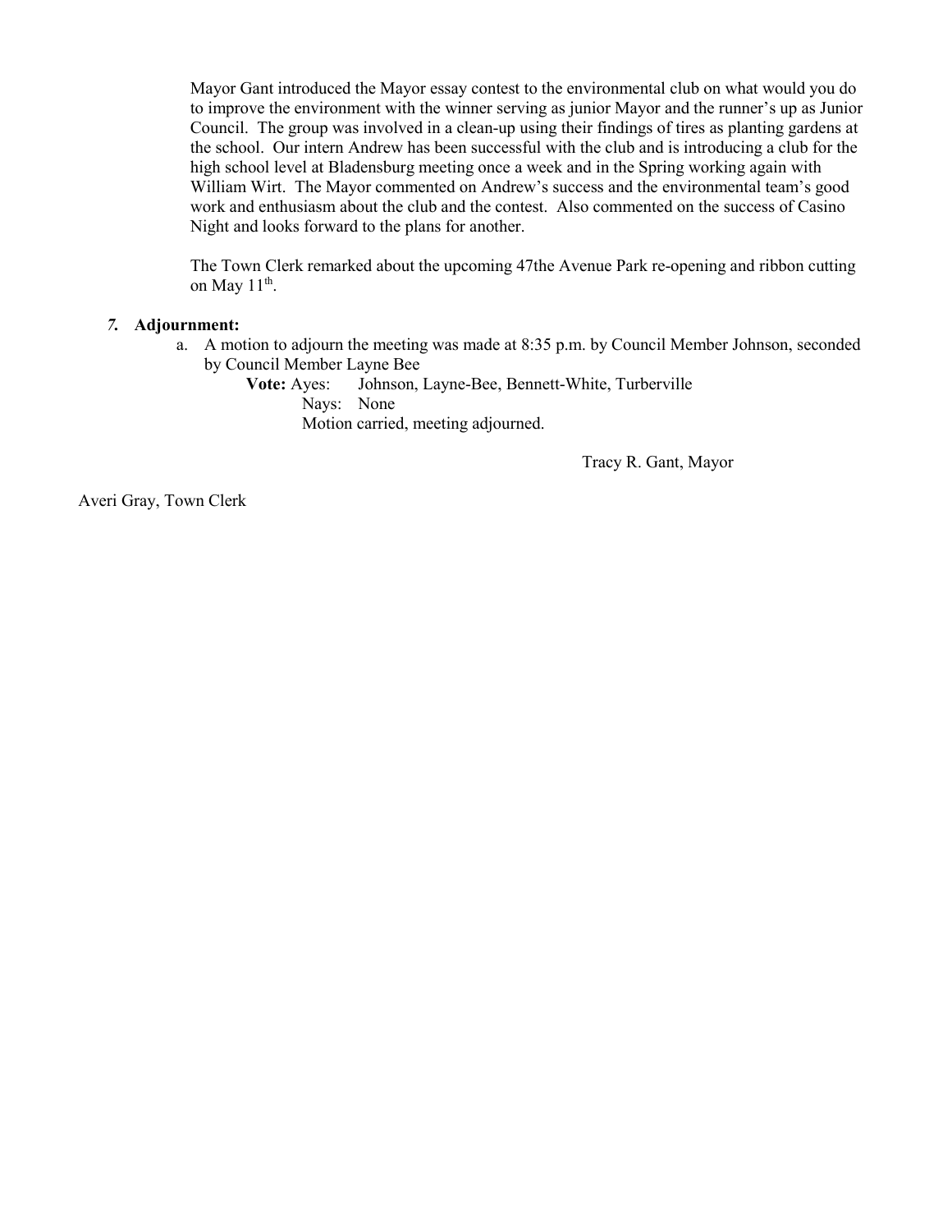Mayor Gant introduced the Mayor essay contest to the environmental club on what would you do to improve the environment with the winner serving as junior Mayor and the runner's up as Junior Council. The group was involved in a clean-up using their findings of tires as planting gardens at the school. Our intern Andrew has been successful with the club and is introducing a club for the high school level at Bladensburg meeting once a week and in the Spring working again with William Wirt. The Mayor commented on Andrew's success and the environmental team's good work and enthusiasm about the club and the contest. Also commented on the success of Casino Night and looks forward to the plans for another.

The Town Clerk remarked about the upcoming 47the Avenue Park re-opening and ribbon cutting on May 11th.

***7.* Adjournment:**

a. A motion to adjourn the meeting was made at 8:35 p.m. by Council Member Johnson, seconded by Council Member Layne Bee

**Vote:** Ayes: Johnson, Layne-Bee, Bennett-White, Turberville
Nays: None
Motion carried, meeting adjourned.

Tracy R. Gant, Mayor

Averi Gray, Town Clerk